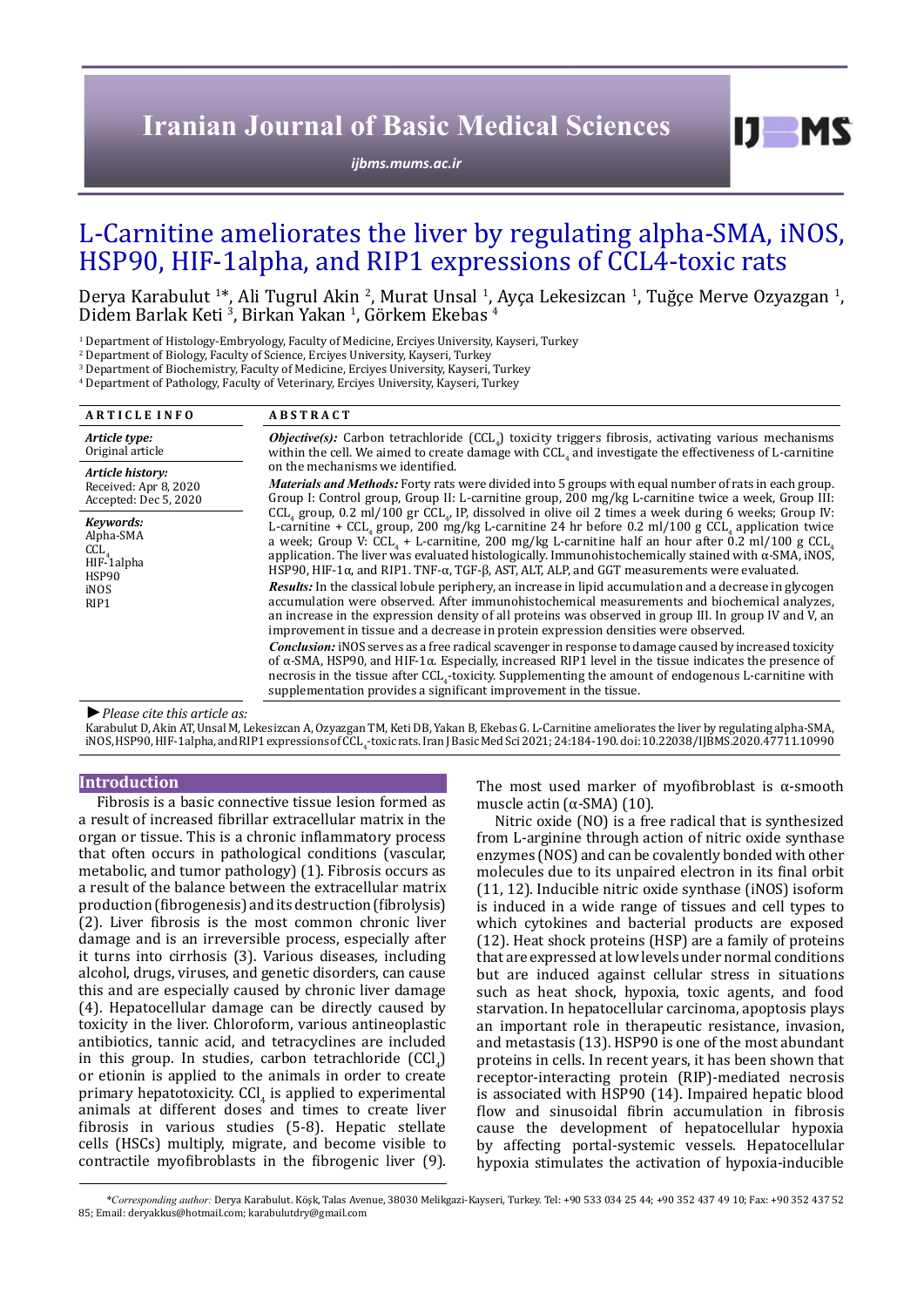# L-Carnitine ameliorates the liver by regulating alpha-SMA, iNOS, HSP90, HIF-1alpha, and RIP1 expressions of CCL4-toxic rats

Derya Karabulut [1]*, Ali Tugrul Akin [2], Murat Unsal [1], Ayça Lekesizcan [1], Tuğçe Merve Ozyazgan [1], Didem Barlak Keti [3], Birkan Yakan [1], Görkem Ekebas [4]

[1] Department of Histology-Embryology, Faculty of Medicine, Erciyes University, Kayseri, Turkey
[2] Department of Biology, Faculty of Science, Erciyes University, Kayseri, Turkey
[3] Department of Biochemistry, Faculty of Medicine, Erciyes University, Kayseri, Turkey
[4] Department of Pathology, Faculty of Veterinary, Erciyes University, Kayseri, Turkey

## ARTICLE INFO

*Article type:*
Original article

*Article history:*
Received: Apr 8, 2020
Accepted: Dec 5, 2020

*Keywords:*
Alpha-SMA
$CCL_4$
HIF-1alpha
HSP90
iNOS
RIP1

## ABSTRACT

***Objective(s):*** Carbon tetrachloride ($CCL_4$) toxicity triggers fibrosis, activating various mechanisms within the cell. We aimed to create damage with $CCL_4$ and investigate the effectiveness of L-carnitine on the mechanisms we identified.

***Materials and Methods:*** Forty rats were divided into 5 groups with equal number of rats in each group. Group I: Control group, Group II: L-carnitine group, 200 mg/kg L-carnitine twice a week, Group III: $CCL_4$ group, 0.2 ml/100 gr $CCL_4$, IP, dissolved in olive oil 2 times a week during 6 weeks; Group IV: L-carnitine + $CCL_4$ group, 200 mg/kg L-carnitine 24 hr before 0.2 ml/100 g $CCL_4$ application twice a week; Group V: $CCL_4$ + L-carnitine, 200 mg/kg L-carnitine half an hour after 0.2 ml/100 g $CCL_4$ application. The liver was evaluated histologically. Immunohistochemically stained with α-SMA, iNOS, HSP90, HIF-1α, and RIP1. TNF-α, TGF-β, AST, ALT, ALP, and GGT measurements were evaluated.

***Results:*** In the classical lobule periphery, an increase in lipid accumulation and a decrease in glycogen accumulation were observed. After immunohistochemical measurements and biochemical analyzes, an increase in the expression density of all proteins was observed in group III. In group IV and V, an improvement in tissue and a decrease in protein expression densities were observed.

***Conclusion:*** iNOS serves as a free radical scavenger in response to damage caused by increased toxicity of α-SMA, HSP90, and HIF-1α. Especially, increased RIP1 level in the tissue indicates the presence of necrosis in the tissue after $CCL_4$-toxicity. Supplementing the amount of endogenous L-carnitine with supplementation provides a significant improvement in the tissue.

► *Please cite this article as:*

Karabulut D, Akin AT, Unsal M, Lekesizcan A, Ozyazgan TM, Keti DB, Yakan B, Ekebas G. L-Carnitine ameliorates the liver by regulating alpha-SMA, iNOS, HSP90, HIF-1alpha, and RIP1 expressions of $CCL_4$-toxic rats. Iran J Basic Med Sci 2021; 24:184-190. doi: 10.22038/IJBMS.2020.47711.10990

## Introduction

Fibrosis is a basic connective tissue lesion formed as a result of increased fibrillar extracellular matrix in the organ or tissue. This is a chronic inflammatory process that often occurs in pathological conditions (vascular, metabolic, and tumor pathology) (1). Fibrosis occurs as a result of the balance between the extracellular matrix production (fibrogenesis) and its destruction (fibrolysis) (2). Liver fibrosis is the most common chronic liver damage and is an irreversible process, especially after it turns into cirrhosis (3). Various diseases, including alcohol, drugs, viruses, and genetic disorders, can cause this and are especially caused by chronic liver damage (4). Hepatocellular damage can be directly caused by toxicity in the liver. Chloroform, various antineoplastic antibiotics, tannic acid, and tetracyclines are included in this group. In studies, carbon tetrachloride ($CCl_4$) or etionin is applied to the animals in order to create primary hepatotoxicity. $CCl_4$ is applied to experimental animals at different doses and times to create liver fibrosis in various studies (5-8). Hepatic stellate cells (HSCs) multiply, migrate, and become visible to contractile myofibroblasts in the fibrogenic liver (9). The most used marker of myofibroblast is α-smooth muscle actin (α-SMA) (10).

Nitric oxide (NO) is a free radical that is synthesized from L-arginine through action of nitric oxide synthase enzymes (NOS) and can be covalently bonded with other molecules due to its unpaired electron in its final orbit (11, 12). Inducible nitric oxide synthase (iNOS) isoform is induced in a wide range of tissues and cell types to which cytokines and bacterial products are exposed (12). Heat shock proteins (HSP) are a family of proteins that are expressed at low levels under normal conditions but are induced against cellular stress in situations such as heat shock, hypoxia, toxic agents, and food starvation. In hepatocellular carcinoma, apoptosis plays an important role in therapeutic resistance, invasion, and metastasis (13). HSP90 is one of the most abundant proteins in cells. In recent years, it has been shown that receptor-interacting protein (RIP)-mediated necrosis is associated with HSP90 (14). Impaired hepatic blood flow and sinusoidal fibrin accumulation in fibrosis cause the development of hepatocellular hypoxia by affecting portal-systemic vessels. Hepatocellular hypoxia stimulates the activation of hypoxia-inducible

*Corresponding author: Derya Karabulut. Köşk, Talas Avenue, 38030 Melikgazi-Kayseri, Turkey. Tel: +90 533 034 25 44; +90 352 437 49 10; Fax: +90 352 437 52 85; Email: deryakkus@hotmail.com; karabulutdry@gmail.com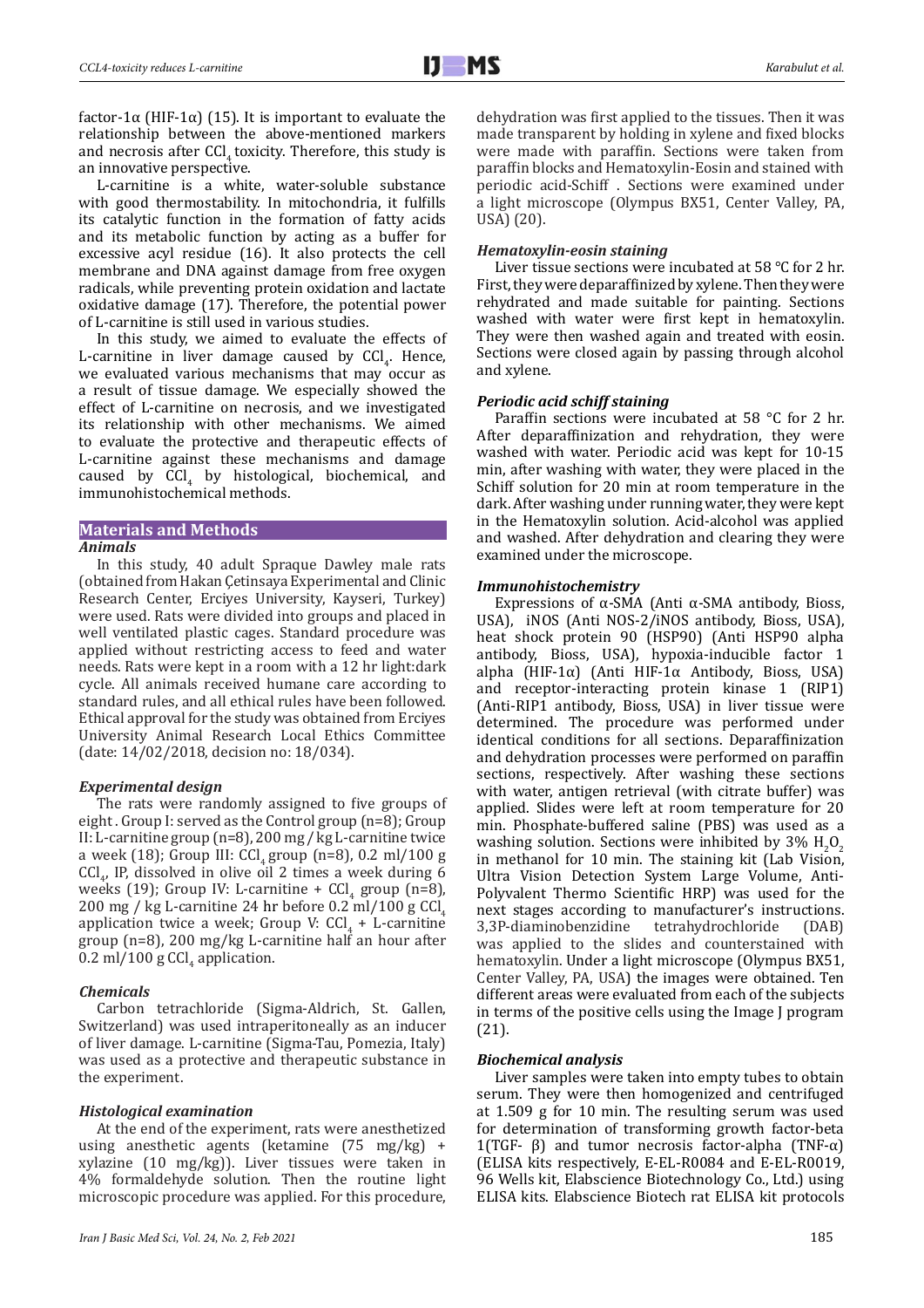factor-1α (HIF-1α) (15). It is important to evaluate the relationship between the above-mentioned markers and necrosis after $CCl_4$ toxicity. Therefore, this study is an innovative perspective.

L-carnitine is a white, water-soluble substance with good thermostability. In mitochondria, it fulfills its catalytic function in the formation of fatty acids and its metabolic function by acting as a buffer for excessive acyl residue (16). It also protects the cell membrane and DNA against damage from free oxygen radicals, while preventing protein oxidation and lactate oxidative damage (17). Therefore, the potential power of L-carnitine is still used in various studies.

In this study, we aimed to evaluate the effects of L-carnitine in liver damage caused by $CCl_4$. Hence, we evaluated various mechanisms that may occur as a result of tissue damage. We especially showed the effect of L-carnitine on necrosis, and we investigated its relationship with other mechanisms. We aimed to evaluate the protective and therapeutic effects of L-carnitine against these mechanisms and damage caused by $CCl_4$ by histological, biochemical, and immunohistochemical methods.

## Materials and Methods

### Animals

In this study, 40 adult Spraque Dawley male rats (obtained from Hakan Çetinsaya Experimental and Clinic Research Center, Erciyes University, Kayseri, Turkey) were used. Rats were divided into groups and placed in well ventilated plastic cages. Standard procedure was applied without restricting access to feed and water needs. Rats were kept in a room with a 12 hr light:dark cycle. All animals received humane care according to standard rules, and all ethical rules have been followed. Ethical approval for the study was obtained from Erciyes University Animal Research Local Ethics Committee (date: 14/02/2018, decision no: 18/034).

### Experimental design

The rats were randomly assigned to five groups of eight . Group I: served as the Control group (n=8); Group II: L-carnitine group (n=8), 200 mg / kg L-carnitine twice a week (18); Group III: $CCl_4$ group (n=8), 0.2 ml/100 g $CCl_4$, IP, dissolved in olive oil 2 times a week during 6 weeks (19); Group IV: L-carnitine + $CCl_4$ group (n=8), 200 mg / kg L-carnitine 24 hr before 0.2 ml/100 g $CCl_4$ application twice a week; Group V: $CCl_4$ + L-carnitine group (n=8), 200 mg/kg L-carnitine half an hour after 0.2 ml/100 g $CCl_4$ application.

### Chemicals

Carbon tetrachloride (Sigma-Aldrich, St. Gallen, Switzerland) was used intraperitoneally as an inducer of liver damage. L-carnitine (Sigma-Tau, Pomezia, Italy) was used as a protective and therapeutic substance in the experiment.

### Histological examination

At the end of the experiment, rats were anesthetized using anesthetic agents (ketamine (75 mg/kg) + xylazine (10 mg/kg)). Liver tissues were taken in 4% formaldehyde solution. Then the routine light microscopic procedure was applied. For this procedure, dehydration was first applied to the tissues. Then it was made transparent by holding in xylene and fixed blocks were made with paraffin. Sections were taken from paraffin blocks and Hematoxylin-Eosin and stained with periodic acid-Schiff . Sections were examined under a light microscope (Olympus BX51, Center Valley, PA, USA) (20).

### Hematoxylin-eosin staining

Liver tissue sections were incubated at 58 °C for 2 hr. First, they were deparaffinized by xylene. Then they were rehydrated and made suitable for painting. Sections washed with water were first kept in hematoxylin. They were then washed again and treated with eosin. Sections were closed again by passing through alcohol and xylene.

### Periodic acid schiff staining

Paraffin sections were incubated at 58 °C for 2 hr. After deparaffinization and rehydration, they were washed with water. Periodic acid was kept for 10-15 min, after washing with water, they were placed in the Schiff solution for 20 min at room temperature in the dark. After washing under running water, they were kept in the Hematoxylin solution. Acid-alcohol was applied and washed. After dehydration and clearing they were examined under the microscope.

### Immunohistochemistry

Expressions of α-SMA (Anti α-SMA antibody, Bioss, USA), iNOS (Anti NOS-2/iNOS antibody, Bioss, USA), heat shock protein 90 (HSP90) (Anti HSP90 alpha antibody, Bioss, USA), hypoxia-inducible factor 1 alpha (HIF-1α) (Anti HIF-1α Antibody, Bioss, USA) and receptor-interacting protein kinase 1 (RIP1) (Anti-RIP1 antibody, Bioss, USA) in liver tissue were determined. The procedure was performed under identical conditions for all sections. Deparaffinization and dehydration processes were performed on paraffin sections, respectively. After washing these sections with water, antigen retrieval (with citrate buffer) was applied. Slides were left at room temperature for 20 min. Phosphate-buffered saline (PBS) was used as a washing solution. Sections were inhibited by 3% $H_2O_2$ in methanol for 10 min. The staining kit (Lab Vision, Ultra Vision Detection System Large Volume, Anti-Polyvalent Thermo Scientific HRP) was used for the next stages according to manufacturer's instructions. 3,3P-diaminobenzidine tetrahydrochloride (DAB) was applied to the slides and counterstained with hematoxylin. Under a light microscope (Olympus BX51, Center Valley, PA, USA) the images were obtained. Ten different areas were evaluated from each of the subjects in terms of the positive cells using the Image J program (21).

### Biochemical analysis

Liver samples were taken into empty tubes to obtain serum. They were then homogenized and centrifuged at 1.509 g for 10 min. The resulting serum was used for determination of transforming growth factor-beta 1(TGF- β) and tumor necrosis factor-alpha (TNF-α) (ELISA kits respectively, E-EL-R0084 and E-EL-R0019, 96 Wells kit, Elabscience Biotechnology Co., Ltd.) using ELISA kits. Elabscience Biotech rat ELISA kit protocols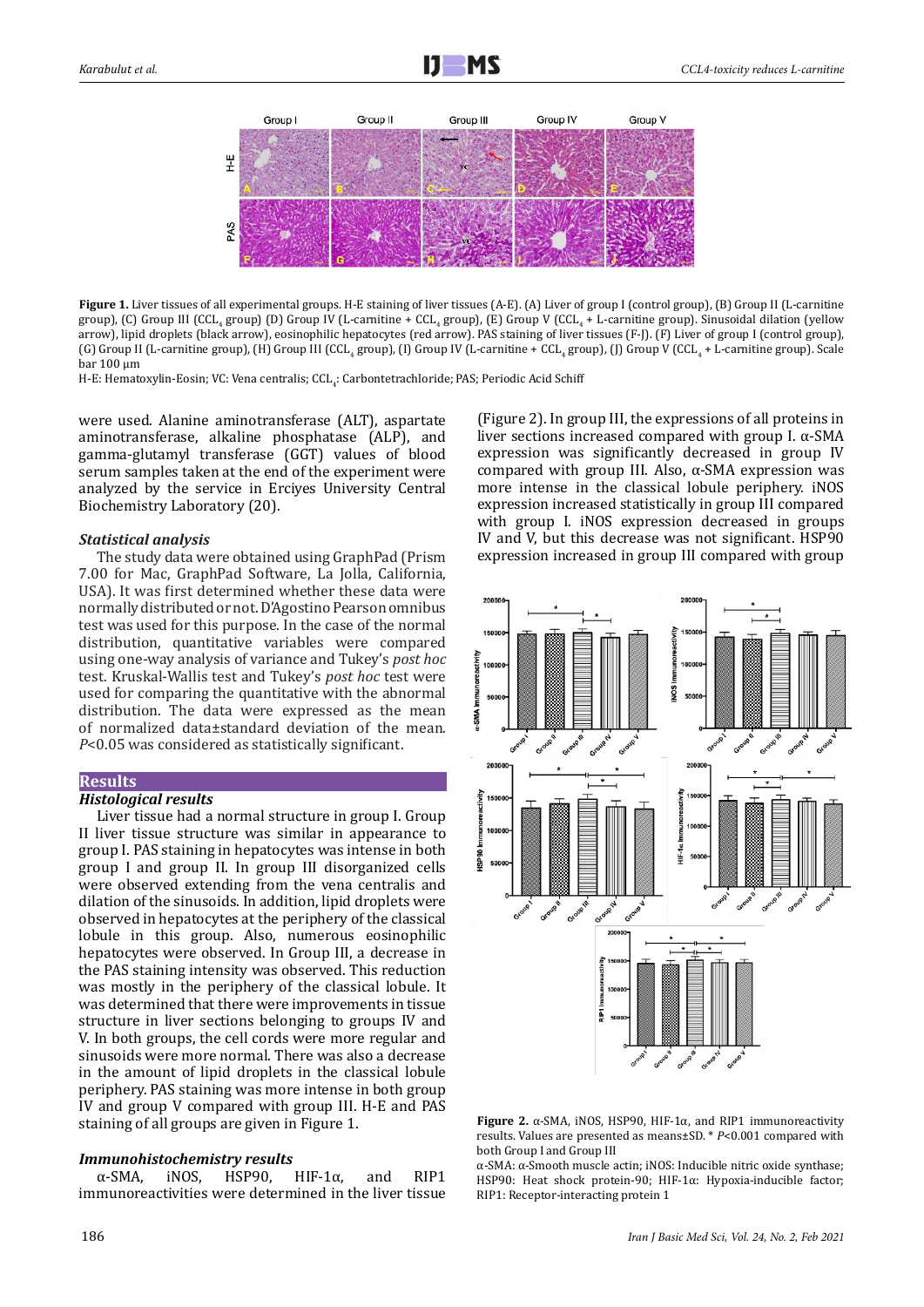**Figure 1.** Liver tissues of all experimental groups. H-E staining of liver tissues (A-E). (A) Liver of group I (control group), (B) Group II (L-carnitine group), (C) Group III ($CCL_4$ group) (D) Group IV (L-carnitine + $CCL_4$ group), (E) Group V ($CCL_4$ + L-carnitine group). Sinusoidal dilation (yellow arrow), lipid droplets (black arrow), eosinophilic hepatocytes (red arrow). PAS staining of liver tissues (F-J). (F) Liver of group I (control group), (G) Group II (L-carnitine group), (H) Group III ($CCL_4$ group), (I) Group IV (L-carnitine + $CCL_4$ group), (J) Group V ($CCL_4$ + L-carnitine group). Scale bar 100 µm

H-E: Hematoxylin-Eosin; VC: Vena centralis; $CCL_4$: Carbontetrachloride; PAS; Periodic Acid Schiff

were used. Alanine aminotransferase (ALT), aspartate aminotransferase, alkaline phosphatase (ALP), and gamma-glutamyl transferase (GGT) values of blood serum samples taken at the end of the experiment were analyzed by the service in Erciyes University Central Biochemistry Laboratory (20).

### *Statistical analysis*

The study data were obtained using GraphPad (Prism 7.00 for Mac, GraphPad Software, La Jolla, California, USA). It was first determined whether these data were normally distributed or not. D'Agostino Pearson omnibus test was used for this purpose. In the case of the normal distribution, quantitative variables were compared using one-way analysis of variance and Tukey's *post hoc* test. Kruskal-Wallis test and Tukey's *post hoc* test were used for comparing the quantitative with the abnormal distribution. The data were expressed as the mean of normalized data±standard deviation of the mean. $P<0.05$ was considered as statistically significant.

## Results

### *Histological results*

Liver tissue had a normal structure in group I. Group II liver tissue structure was similar in appearance to group I. PAS staining in hepatocytes was intense in both group I and group II. In group III disorganized cells were observed extending from the vena centralis and dilation of the sinusoids. In addition, lipid droplets were observed in hepatocytes at the periphery of the classical lobule in this group. Also, numerous eosinophilic hepatocytes were observed. In Group III, a decrease in the PAS staining intensity was observed. This reduction was mostly in the periphery of the classical lobule. It was determined that there were improvements in tissue structure in liver sections belonging to groups IV and V. In both groups, the cell cords were more regular and sinusoids were more normal. There was also a decrease in the amount of lipid droplets in the classical lobule periphery. PAS staining was more intense in both group IV and group V compared with group III. H-E and PAS staining of all groups are given in Figure 1.

### *Immunohistochemistry results*

α-SMA, iNOS, HSP90, HIF-1α, and RIP1 immunoreactivities were determined in the liver tissue (Figure 2). In group III, the expressions of all proteins in liver sections increased compared with group I. α-SMA expression was significantly decreased in group IV compared with group III. Also, α-SMA expression was more intense in the classical lobule periphery. iNOS expression increased statistically in group III compared with group I. iNOS expression decreased in groups IV and V, but this decrease was not significant. HSP90 expression increased in group III compared with group

**Figure 2.** α-SMA, iNOS, HSP90, HIF-1α, and RIP1 immunoreactivity results. Values are presented as means±SD. * $P<0.001$ compared with both Group I and Group III

α-SMA: α-Smooth muscle actin; iNOS: Inducible nitric oxide synthase; HSP90: Heat shock protein-90; HIF-1α: Hypoxia-inducible factor; RIP1: Receptor-interacting protein 1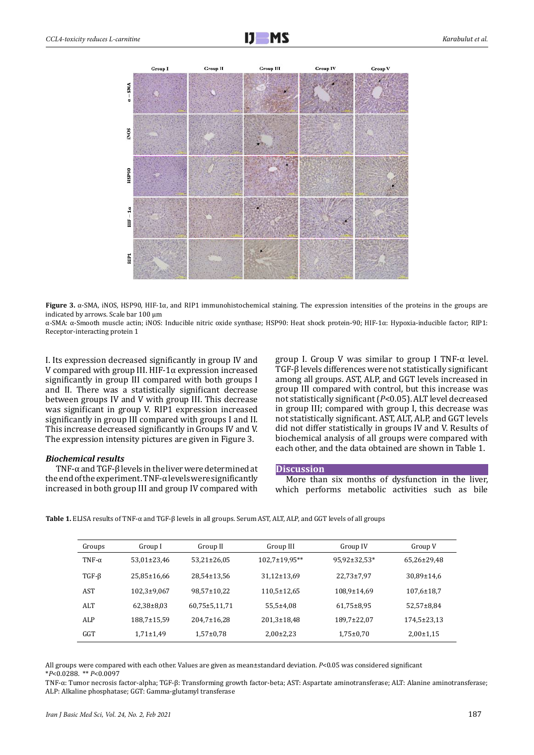**Figure 3.** α-SMA, iNOS, HSP90, HIF-1α, and RIP1 immunohistochemical staining. The expression intensities of the proteins in the groups are indicated by arrows. Scale bar 100 µm

α-SMA: α-Smooth muscle actin; iNOS: Inducible nitric oxide synthase; HSP90: Heat shock protein-90; HIF-1α: Hypoxia-inducible factor; RIP1: Receptor-interacting protein 1

I. Its expression decreased significantly in group IV and V compared with group III. HIF-1α expression increased significantly in group III compared with both groups I and II. There was a statistically significant decrease between groups IV and V with group III. This decrease was significant in group V. RIP1 expression increased significantly in group III compared with groups I and II. This increase decreased significantly in Groups IV and V. The expression intensity pictures are given in Figure 3.

### *Biochemical results*

TNF-α and TGF-β levels in the liver were determined at the end of the experiment. TNF-α levels were significantly increased in both group III and group IV compared with group I. Group V was similar to group I TNF-α level. TGF-β levels differences were not statistically significant among all groups. AST, ALP, and GGT levels increased in group III compared with control, but this increase was not statistically significant (*P*<0.05). ALT level decreased in group III; compared with group I, this decrease was not statistically significant. AST, ALT, ALP, and GGT levels did not differ statistically in groups IV and V. Results of biochemical analysis of all groups were compared with each other, and the data obtained are shown in Table 1.

## Discussion

More than six months of dysfunction in the liver, which performs metabolic activities such as bile

**Table 1.** ELISA results of TNF-α and TGF-β levels in all groups. Serum AST, ALT, ALP, and GGT levels of all groups

| Groups | Group I | Group II | Group III | Group IV | Group V |
|---|---|---|---|---|---|
| TNF-α | 53,01±23,46 | 53,21±26,05 | 102,7±19,95** | 95,92±32,53* | 65,26±29,48 |
| TGF-β | 25,85±16,66 | 28,54±13,56 | 31,12±13,69 | 22,73±7,97 | 30,89±14,6 |
| AST | 102,3±9,067 | 98,57±10,22 | 110,5±12,65 | 108,9±14,69 | 107,6±18,7 |
| ALT | 62,38±8,03 | 60,75±5,11,71 | 55,5±4,08 | 61,75±8,95 | 52,57±8,84 |
| ALP | 188,7±15,59 | 204,7±16,28 | 201,3±18,48 | 189,7±22,07 | 174,5±23,13 |
| GGT | 1,71±1,49 | 1,57±0,78 | 2,00±2,23 | 1,75±0,70 | 2,00±1,15 |

All groups were compared with each other. Values are given as mean±standard deviation. *P*<0.05 was considered significant
**P*<0.0288. ** *P*<0.0097

TNF-α: Tumor necrosis factor-alpha; TGF-β: Transforming growth factor-beta; AST: Aspartate aminotransferase; ALT: Alanine aminotransferase; ALP: Alkaline phosphatase; GGT: Gamma-glutamyl transferase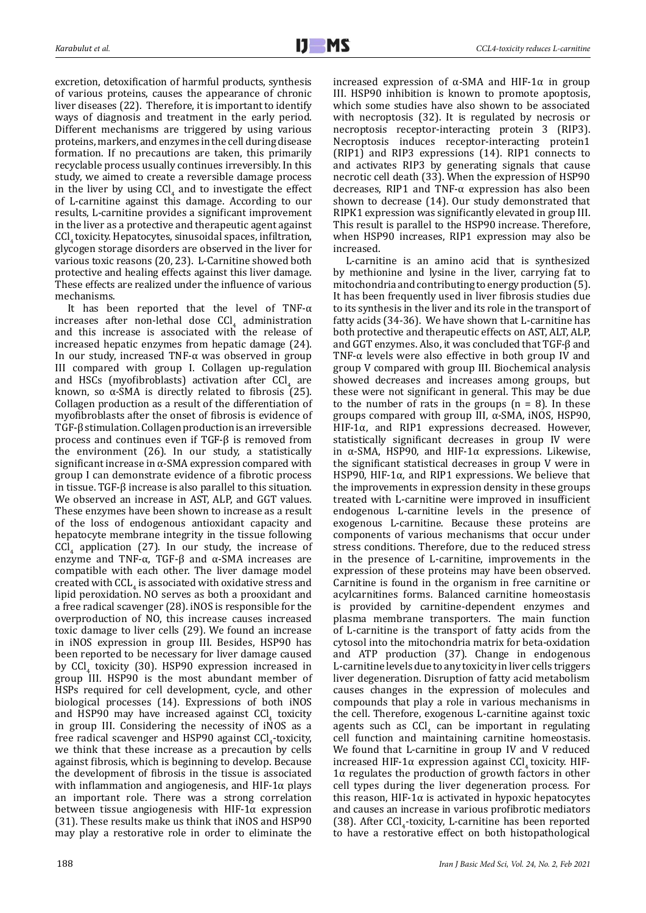excretion, detoxification of harmful products, synthesis of various proteins, causes the appearance of chronic liver diseases (22). Therefore, it is important to identify ways of diagnosis and treatment in the early period. Different mechanisms are triggered by using various proteins, markers, and enzymes in the cell during disease formation. If no precautions are taken, this primarily recyclable process usually continues irreversibly. In this study, we aimed to create a reversible damage process in the liver by using $CCl_4$ and to investigate the effect of L-carnitine against this damage. According to our results, L-carnitine provides a significant improvement in the liver as a protective and therapeutic agent against $CCl_4$ toxicity. Hepatocytes, sinusoidal spaces, infiltration, glycogen storage disorders are observed in the liver for various toxic reasons (20, 23). L-Carnitine showed both protective and healing effects against this liver damage. These effects are realized under the influence of various mechanisms.

It has been reported that the level of TNF-α increases after non-lethal dose $CCl_4$ administration and this increase is associated with the release of increased hepatic enzymes from hepatic damage (24). In our study, increased TNF-α was observed in group III compared with group I. Collagen up-regulation and HSCs (myofibroblasts) activation after $CCl_4$ are known, so α-SMA is directly related to fibrosis (25). Collagen production as a result of the differentiation of myofibroblasts after the onset of fibrosis is evidence of TGF-β stimulation. Collagen production is an irreversible process and continues even if TGF-β is removed from the environment (26). In our study, a statistically significant increase in α-SMA expression compared with group I can demonstrate evidence of a fibrotic process in tissue. TGF-β increase is also parallel to this situation. We observed an increase in AST, ALP, and GGT values. These enzymes have been shown to increase as a result of the loss of endogenous antioxidant capacity and hepatocyte membrane integrity in the tissue following $CCl_4$ application (27). In our study, the increase of enzyme and TNF-α, TGF-β and α-SMA increases are compatible with each other. The liver damage model created with $CCL_4$ is associated with oxidative stress and lipid peroxidation. NO serves as both a prooxidant and a free radical scavenger (28). iNOS is responsible for the overproduction of NO, this increase causes increased toxic damage to liver cells (29). We found an increase in iNOS expression in group III. Besides, HSP90 has been reported to be necessary for liver damage caused by $CCl_4$ toxicity (30). HSP90 expression increased in group III. HSP90 is the most abundant member of HSPs required for cell development, cycle, and other biological processes (14). Expressions of both iNOS and HSP90 may have increased against $CCl_4$ toxicity in group III. Considering the necessity of iNOS as a free radical scavenger and HSP90 against $CCl_4$-toxicity, we think that these increase as a precaution by cells against fibrosis, which is beginning to develop. Because the development of fibrosis in the tissue is associated with inflammation and angiogenesis, and HIF-1α plays an important role. There was a strong correlation between tissue angiogenesis with HIF-1α expression (31). These results make us think that iNOS and HSP90 may play a restorative role in order to eliminate the increased expression of α-SMA and HIF-1α in group III. HSP90 inhibition is known to promote apoptosis, which some studies have also shown to be associated with necroptosis (32). It is regulated by necrosis or necroptosis receptor-interacting protein 3 (RIP3). Necroptosis induces receptor-interacting protein1 (RIP1) and RIP3 expressions (14). RIP1 connects to and activates RIP3 by generating signals that cause necrotic cell death (33). When the expression of HSP90 decreases, RIP1 and TNF-α expression has also been shown to decrease (14). Our study demonstrated that RIPK1 expression was significantly elevated in group III. This result is parallel to the HSP90 increase. Therefore, when HSP90 increases, RIP1 expression may also be increased.

L-carnitine is an amino acid that is synthesized by methionine and lysine in the liver, carrying fat to mitochondria and contributing to energy production (5). It has been frequently used in liver fibrosis studies due to its synthesis in the liver and its role in the transport of fatty acids (34-36). We have shown that L-carnitine has both protective and therapeutic effects on AST, ALT, ALP, and GGT enzymes. Also, it was concluded that TGF-β and TNF-α levels were also effective in both group IV and group V compared with group III. Biochemical analysis showed decreases and increases among groups, but these were not significant in general. This may be due to the number of rats in the groups (n = 8). In these groups compared with group III, α-SMA, iNOS, HSP90, HIF-1α, and RIP1 expressions decreased. However, statistically significant decreases in group IV were in α-SMA, HSP90, and HIF-1α expressions. Likewise, the significant statistical decreases in group V were in HSP90, HIF-1α, and RIP1 expressions. We believe that the improvements in expression density in these groups treated with L-carnitine were improved in insufficient endogenous L-carnitine levels in the presence of exogenous L-carnitine. Because these proteins are components of various mechanisms that occur under stress conditions. Therefore, due to the reduced stress in the presence of L-carnitine, improvements in the expression of these proteins may have been observed. Carnitine is found in the organism in free carnitine or acylcarnitines forms. Balanced carnitine homeostasis is provided by carnitine-dependent enzymes and plasma membrane transporters. The main function of L-carnitine is the transport of fatty acids from the cytosol into the mitochondria matrix for beta-oxidation and ATP production (37). Change in endogenous L-carnitine levels due to any toxicity in liver cells triggers liver degeneration. Disruption of fatty acid metabolism causes changes in the expression of molecules and compounds that play a role in various mechanisms in the cell. Therefore, exogenous L-carnitine against toxic agents such as $CCl_4$ can be important in regulating cell function and maintaining carnitine homeostasis. We found that L-carnitine in group IV and V reduced increased HIF-1α expression against $CCl_4$ toxicity. HIF-1α regulates the production of growth factors in other cell types during the liver degeneration process. For this reason, HIF-1α is activated in hypoxic hepatocytes and causes an increase in various profibrotic mediators (38). After $CCl_4$-toxicity, L-carnitine has been reported to have a restorative effect on both histopathological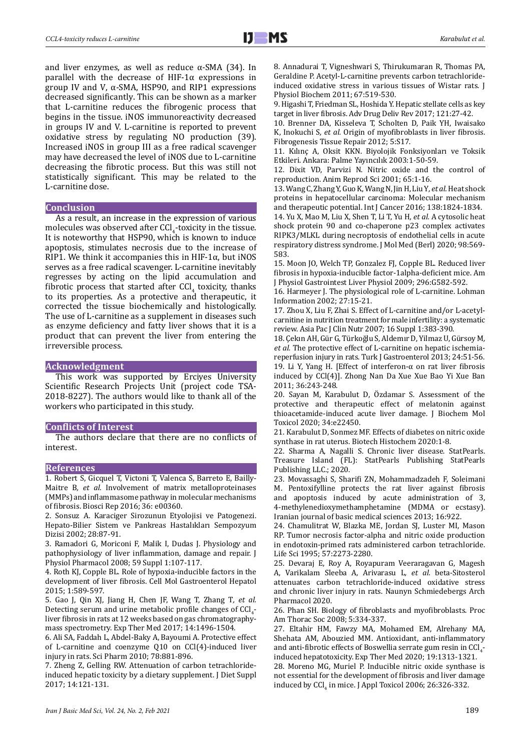and liver enzymes, as well as reduce α-SMA (34). In parallel with the decrease of HIF-1α expressions in group IV and V, α-SMA, HSP90, and RIP1 expressions decreased significantly. This can be shown as a marker that L-carnitine reduces the fibrogenic process that begins in the tissue. iNOS immunoreactivity decreased in groups IV and V. L-carnitine is reported to prevent oxidative stress by regulating NO production (39). Increased iNOS in group III as a free radical scavenger may have decreased the level of iNOS due to L-carnitine decreasing the fibrotic process. But this was still not statistically significant. This may be related to the L-carnitine dose.

## Conclusion

As a result, an increase in the expression of various molecules was observed after $CCl_4$-toxicity in the tissue. It is noteworthy that HSP90, which is known to induce apoptosis, stimulates necrosis due to the increase of RIP1. We think it accompanies this in HIF-1α, but iNOS serves as a free radical scavenger. L-carnitine inevitably regresses by acting on the lipid accumulation and fibrotic process that started after $CCl_4$ toxicity, thanks to its properties. As a protective and therapeutic, it corrected the tissue biochemically and histologically. The use of L-carnitine as a supplement in diseases such as enzyme deficiency and fatty liver shows that it is a product that can prevent the liver from entering the irreversible process.

## Acknowledgment

This work was supported by Erciyes University Scientific Research Projects Unit (project code TSA-2018-8227). The authors would like to thank all of the workers who participated in this study.

## Conflicts of Interest

The authors declare that there are no conflicts of interest.

## References

1. Robert S, Gicquel T, Victoni T, Valenca S, Barreto E, Bailly-Maitre B, *et al.* Involvement of matrix metalloproteinases (MMPs) and inflammasome pathway in molecular mechanisms of fibrosis. Biosci Rep 2016; 36: e00360.
2. Sonsuz A. Karaciger Sirozunun Etyolojisi ve Patogenezi. Hepato-Bilier Sistem ve Pankreas Hastalıkları Sempozyum Dizisi 2002; 28:87-91.
3. Ramadori G, Moriconi F, Malik I, Dudas J. Physiology and pathophysiology of liver inflammation, damage and repair. J Physiol Pharmacol 2008; 59 Suppl 1:107-117.
4. Roth KJ, Copple BL. Role of hypoxia-inducible factors in the development of liver fibrosis. Cell Mol Gastroenterol Hepatol 2015; 1:589-597.
5. Gao J, Qin XJ, Jiang H, Chen JF, Wang T, Zhang T, *et al.* Detecting serum and urine metabolic profile changes of $CCl_4$-liver fibrosis in rats at 12 weeks based on gas chromatography-mass spectrometry. Exp Ther Med 2017; 14:1496-1504.
6. Ali SA, Faddah L, Abdel-Baky A, Bayoumi A. Protective effect of L-carnitine and coenzyme Q10 on CCl(4)-induced liver injury in rats. Sci Pharm 2010; 78:881-896.
7. Zheng Z, Gelling RW. Attenuation of carbon tetrachloride-induced hepatic toxicity by a dietary supplement. J Diet Suppl 2017; 14:121-131.
8. Annadurai T, Vigneshwari S, Thirukumaran R, Thomas PA, Geraldine P. Acetyl-L-carnitine prevents carbon tetrachloride-induced oxidative stress in various tissues of Wistar rats. J Physiol Biochem 2011; 67:519-530.
9. Higashi T, Friedman SL, Hoshida Y. Hepatic stellate cells as key target in liver fibrosis. Adv Drug Deliv Rev 2017; 121:27-42.
10. Brenner DA, Kisseleva T, Scholten D, Paik YH, Iwaisako K, Inokuchi S, *et al.* Origin of myofibroblasts in liver fibrosis. Fibrogenesis Tissue Repair 2012; 5:S17.
11. Kılınç A, Oksit KKN. Biyolojik Fonksiyonları ve Toksik Etkileri. Ankara: Palme Yayıncılık 2003:1-50-59.
12. Dixit VD, Parvizi N. Nitric oxide and the control of reproduction. Anim Reprod Sci 2001; 65:1-16.
13. Wang C, Zhang Y, Guo K, Wang N, Jin H, Liu Y, *et al.* Heat shock proteins in hepatocellular carcinoma: Molecular mechanism and therapeutic potential. Int J Cancer 2016; 138:1824-1834.
14. Yu X, Mao M, Liu X, Shen T, Li T, Yu H, *et al.* A cytosolic heat shock protein 90 and co-chaperone p23 complex activates RIPK3/MLKL during necroptosis of endothelial cells in acute respiratory distress syndrome. J Mol Med (Berl) 2020; 98:569-583.
15. Moon JO, Welch TP, Gonzalez FJ, Copple BL. Reduced liver fibrosis in hypoxia-inducible factor-1alpha-deficient mice. Am J Physiol Gastrointest Liver Physiol 2009; 296:G582-592.
16. Harmeyer J. The physiological role of L-carnitine. Lohman Information 2002; 27:15-21.
17. Zhou X, Liu F, Zhai S. Effect of L-carnitine and/or L-acetyl-carnitine in nutrition treatment for male infertility: a systematic review. Asia Pac J Clin Nutr 2007; 16 Suppl 1:383-390.
18. Çekın AH, Gür G, Türkoğlu S, Aldemır D, Yilmaz U, Gürsoy M, *et al.* The protective effect of L-carnitine on hepatic ischemia-reperfusion injury in rats. Turk J Gastroenterol 2013; 24:51-56.
19. Li Y, Yang H. [Effect of interferon-α on rat liver fibrosis induced by CCl(4)]. Zhong Nan Da Xue Xue Bao Yi Xue Ban 2011; 36:243-248.
20. Sayan M, Karabulut D, Özdamar S. Assessment of the protective and therapeutic effect of melatonin against thioacetamide-induced acute liver damage. J Biochem Mol Toxicol 2020; 34:e22450.
21. Karabulut D, Sonmez MF. Effects of diabetes on nitric oxide synthase in rat uterus. Biotech Histochem 2020:1-8.
22. Sharma A, Nagalli S. Chronic liver disease. StatPearls. Treasure Island (FL): StatPearls Publishing StatPearls Publishing LLC.; 2020.
23. Movassaghi S, Sharifi ZN, Mohammadzadeh F, Soleimani M. Pentoxifylline protects the rat liver against fibrosis and apoptosis induced by acute administration of 3, 4-methylenedioxymethamphetamine (MDMA or ecstasy). Iranian journal of basic medical sciences 2013; 16:922.
24. Chamulitrat W, Blazka ME, Jordan SJ, Luster MI, Mason RP. Tumor necrosis factor-alpha and nitric oxide production in endotoxin-primed rats administered carbon tetrachloride. Life Sci 1995; 57:2273-2280.
25. Devaraj E, Roy A, Royapuram Veeraragavan G, Magesh A, Varikalam Sleeba A, Arivarasu L, *et al.* beta-Sitosterol attenuates carbon tetrachloride-induced oxidative stress and chronic liver injury in rats. Naunyn Schmiedebergs Arch Pharmacol 2020.
26. Phan SH. Biology of fibroblasts and myofibroblasts. Proc Am Thorac Soc 2008; 5:334-337.
27. Eltahir HM, Fawzy MA, Mohamed EM, Alrehany MA, Shehata AM, Abouzied MM. Antioxidant, anti-inflammatory and anti-fibrotic effects of Boswellia serrate gum resin in $CCl_4$-induced hepatotoxicity. Exp Ther Med 2020; 19:1313-1321.
28. Moreno MG, Muriel P. Inducible nitric oxide synthase is not essential for the development of fibrosis and liver damage induced by $CCl_4$ in mice. J Appl Toxicol 2006; 26:326-332.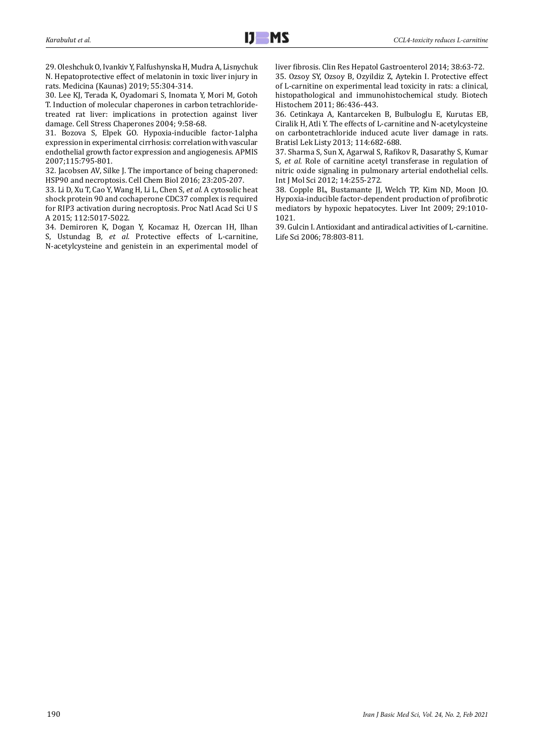29. Oleshchuk O, Ivankiv Y, Falfushynska H, Mudra A, Lisnychuk N. Hepatoprotective effect of melatonin in toxic liver injury in rats. Medicina (Kaunas) 2019; 55:304-314.

30. Lee KJ, Terada K, Oyadomari S, Inomata Y, Mori M, Gotoh T. Induction of molecular chaperones in carbon tetrachloride-treated rat liver: implications in protection against liver damage. Cell Stress Chaperones 2004; 9:58-68.

31. Bozova S, Elpek GO. Hypoxia-inducible factor-1alpha expression in experimental cirrhosis: correlation with vascular endothelial growth factor expression and angiogenesis. APMIS 2007;115:795-801.

32. Jacobsen AV, Silke J. The importance of being chaperoned: HSP90 and necroptosis. Cell Chem Biol 2016; 23:205-207.

33. Li D, Xu T, Cao Y, Wang H, Li L, Chen S, *et al.* A cytosolic heat shock protein 90 and cochaperone CDC37 complex is required for RIP3 activation during necroptosis. Proc Natl Acad Sci U S A 2015; 112:5017-5022.

34. Demiroren K, Dogan Y, Kocamaz H, Ozercan IH, Ilhan S, Ustundag B, *et al.* Protective effects of L-carnitine, N-acetylcysteine and genistein in an experimental model of liver fibrosis. Clin Res Hepatol Gastroenterol 2014; 38:63-72.

35. Ozsoy SY, Ozsoy B, Ozyildiz Z, Aytekin I. Protective effect of L-carnitine on experimental lead toxicity in rats: a clinical, histopathological and immunohistochemical study. Biotech Histochem 2011; 86:436-443.

36. Cetinkaya A, Kantarceken B, Bulbuloglu E, Kurutas EB, Ciralik H, Atli Y. The effects of L-carnitine and N-acetylcysteine on carbontetrachloride induced acute liver damage in rats. Bratisl Lek Listy 2013; 114:682-688.

37. Sharma S, Sun X, Agarwal S, Rafikov R, Dasarathy S, Kumar S, *et al.* Role of carnitine acetyl transferase in regulation of nitric oxide signaling in pulmonary arterial endothelial cells. Int J Mol Sci 2012; 14:255-272.

38. Copple BL, Bustamante JJ, Welch TP, Kim ND, Moon JO. Hypoxia-inducible factor-dependent production of profibrotic mediators by hypoxic hepatocytes. Liver Int 2009; 29:1010-1021.

39. Gulcin I. Antioxidant and antiradical activities of L-carnitine. Life Sci 2006; 78:803-811.